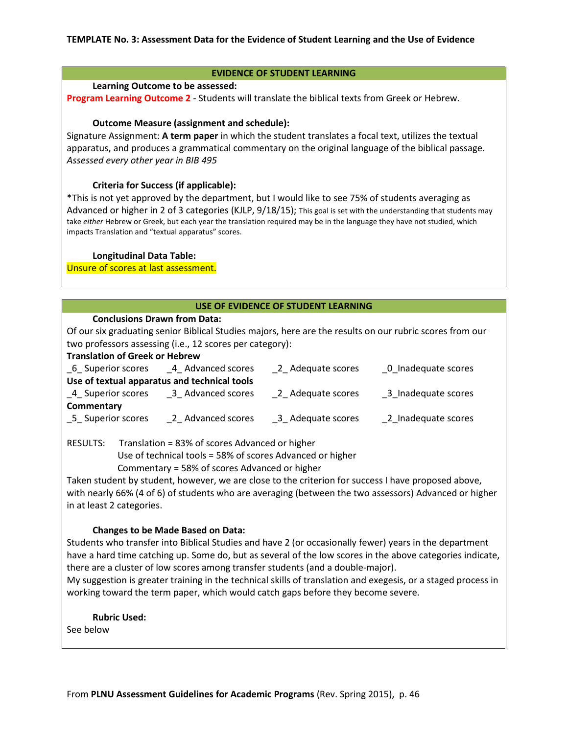**TEMPLATE No. 3: Assessment Data for the Evidence of Student Learning and the Use of Evidence**

## EVIDENCE OF STUDENT LEARNING

**Learning Outcome to be assessed:**

**Program Learning Outcome 2** - Students will translate the biblical texts from Greek or Hebrew.

**Outcome Measure (assignment and schedule):**

Signature Assignment: **A term paper** in which the student translates a focal text, utilizes the textual apparatus, and produces a grammatical commentary on the original language of the biblical passage. *Assessed every other year in BIB 495*

**Criteria for Success (if applicable):**

*This is not yet approved by the department, but I would like to see 75% of students averaging as Advanced or higher in 2 of 3 categories (KJLP, 9/18/15); This goal is set with the understanding that students may take *either* Hebrew or Greek, but each year the translation required may be in the language they have not studied, which impacts Translation and "textual apparatus" scores.

**Longitudinal Data Table:**

Unsure of scores at last assessment.

## USE OF EVIDENCE OF STUDENT LEARNING

**Conclusions Drawn from Data:**

Of our six graduating senior Biblical Studies majors, here are the results on our rubric scores from our two professors assessing (i.e., 12 scores per category):

**Translation of Greek or Hebrew**

_6_ Superior scores  _4_ Advanced scores  _2_ Adequate scores  _0_Inadequate scores

**Use of textual apparatus and technical tools**

_4_ Superior scores  _3_ Advanced scores  _2_ Adequate scores  _3_Inadequate scores

**Commentary**

_5_ Superior scores  _2_ Advanced scores  _3_ Adequate scores  _2_Inadequate scores

RESULTS: Translation = 83% of scores Advanced or higher
Use of technical tools = 58% of scores Advanced or higher
Commentary = 58% of scores Advanced or higher

Taken student by student, however, we are close to the criterion for success I have proposed above, with nearly 66% (4 of 6) of students who are averaging (between the two assessors) Advanced or higher in at least 2 categories.

**Changes to be Made Based on Data:**

Students who transfer into Biblical Studies and have 2 (or occasionally fewer) years in the department have a hard time catching up. Some do, but as several of the low scores in the above categories indicate, there are a cluster of low scores among transfer students (and a double-major).

My suggestion is greater training in the technical skills of translation and exegesis, or a staged process in working toward the term paper, which would catch gaps before they become severe.

**Rubric Used:**

See below

From **PLNU Assessment Guidelines for Academic Programs** (Rev. Spring 2015), p. 46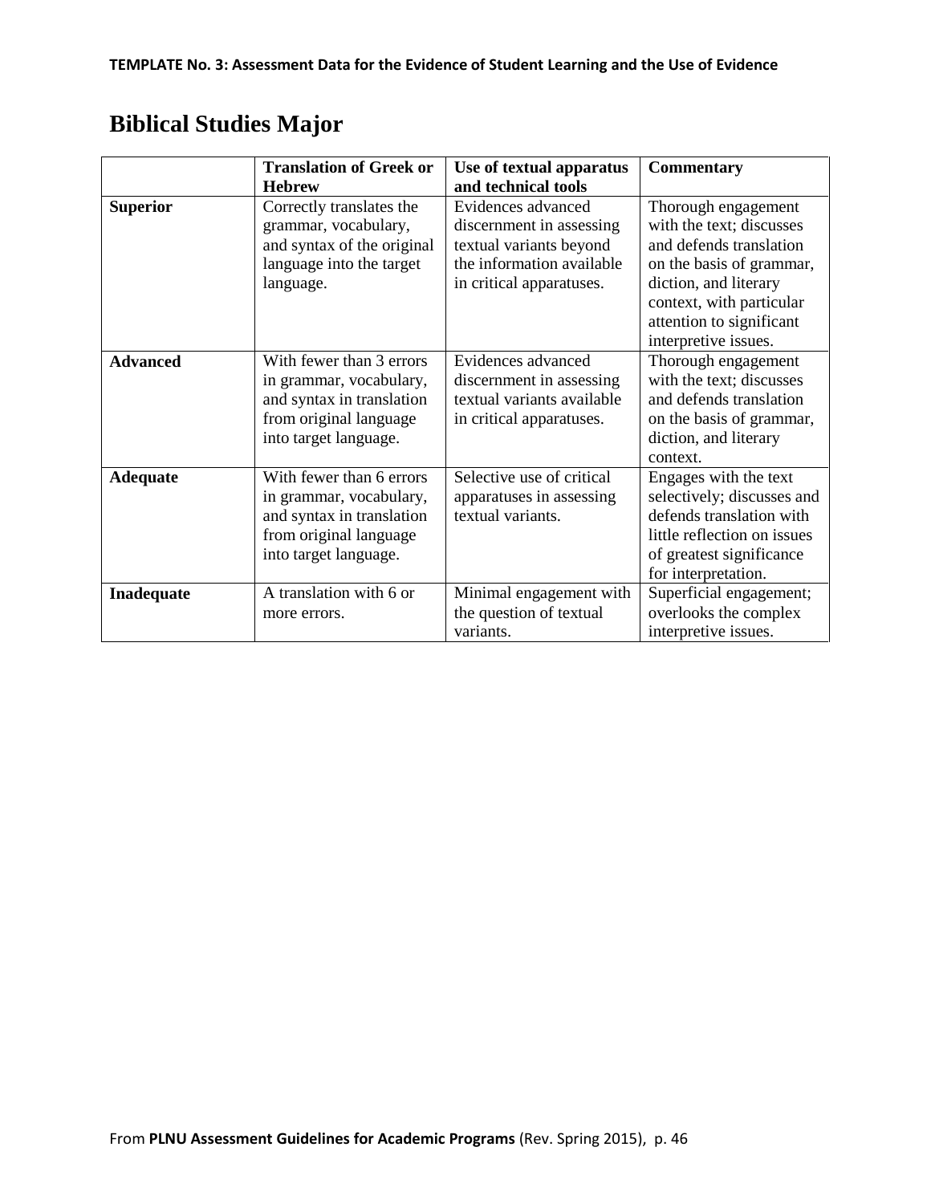# Biblical Studies Major

| | Translation of Greek or Hebrew | Use of textual apparatus and technical tools | Commentary |
|---|---|---|---|
| **Superior** | Correctly translates the grammar, vocabulary, and syntax of the original language into the target language. | Evidences advanced discernment in assessing textual variants beyond the information available in critical apparatuses. | Thorough engagement with the text; discusses and defends translation on the basis of grammar, diction, and literary context, with particular attention to significant interpretive issues. |
| **Advanced** | With fewer than 3 errors in grammar, vocabulary, and syntax in translation from original language into target language. | Evidences advanced discernment in assessing textual variants available in critical apparatuses. | Thorough engagement with the text; discusses and defends translation on the basis of grammar, diction, and literary context. |
| **Adequate** | With fewer than 6 errors in grammar, vocabulary, and syntax in translation from original language into target language. | Selective use of critical apparatuses in assessing textual variants. | Engages with the text selectively; discusses and defends translation with little reflection on issues of greatest significance for interpretation. |
| **Inadequate** | A translation with 6 or more errors. | Minimal engagement with the question of textual variants. | Superficial engagement; overlooks the complex interpretive issues. |